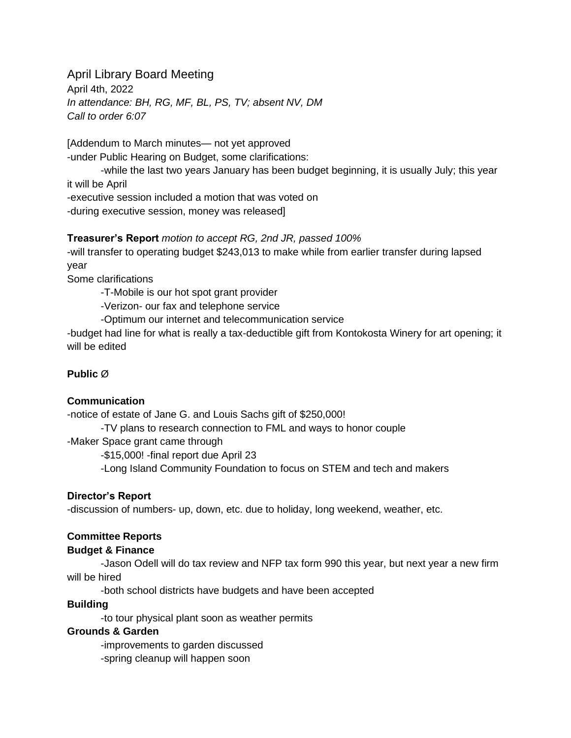# April Library Board Meeting

April 4th, 2022

*In attendance: BH, RG, MF, BL, PS, TV; absent NV, DM*

*Call to order 6:07*

[Addendum to March minutes— not yet approved

-under Public Hearing on Budget, some clarifications:

-while the last two years January has been budget beginning, it is usually July; this year it will be April

-executive session included a motion that was voted on

-during executive session, money was released]

**Treasurer's Report** *motion to accept RG, 2nd JR, passed 100%*

-will transfer to operating budget $243,013 to make while from earlier transfer during lapsed year

Some clarifications

- -T-Mobile is our hot spot grant provider
- -Verizon- our fax and telephone service
- -Optimum our internet and telecommunication service

-budget had line for what is really a tax-deductible gift from Kontokosta Winery for art opening; it will be edited

**Public** Ø

**Communication**

-notice of estate of Jane G. and Louis Sachs gift of $250,000!

- -TV plans to research connection to FML and ways to honor couple

-Maker Space grant came through

- -$15,000! -final report due April 23
- -Long Island Community Foundation to focus on STEM and tech and makers

**Director's Report**

-discussion of numbers- up, down, etc. due to holiday, long weekend, weather, etc.

**Committee Reports**

**Budget & Finance**

- -Jason Odell will do tax review and NFP tax form 990 this year, but next year a new firm will be hired
- -both school districts have budgets and have been accepted

**Building**

- -to tour physical plant soon as weather permits

**Grounds & Garden**

- -improvements to garden discussed
- -spring cleanup will happen soon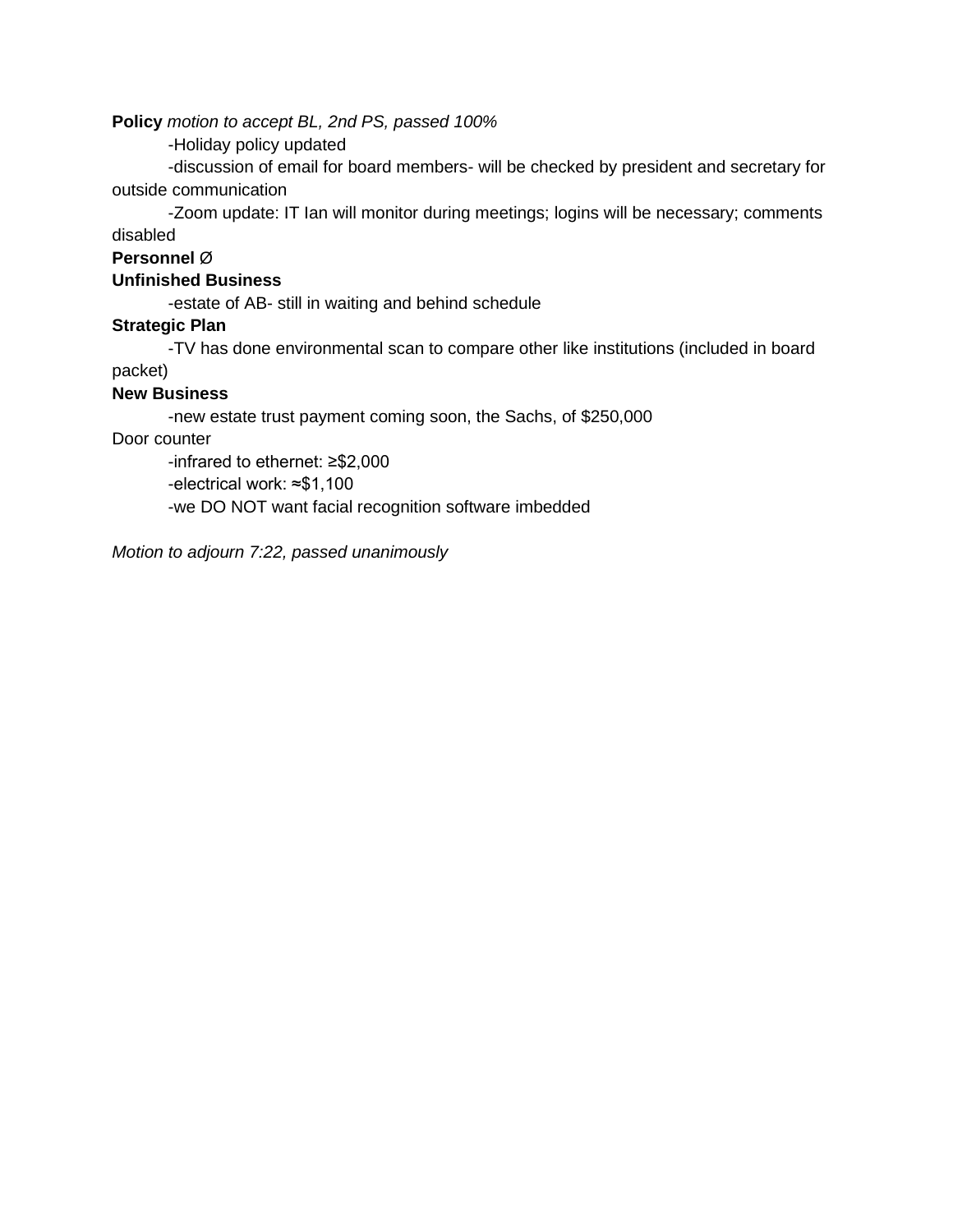**Policy** *motion to accept BL, 2nd PS, passed 100%*

- Holiday policy updated
- discussion of email for board members- will be checked by president and secretary for outside communication
- Zoom update: IT Ian will monitor during meetings; logins will be necessary; comments disabled

**Personnel** Ø

**Unfinished Business**

- estate of AB- still in waiting and behind schedule

**Strategic Plan**

- TV has done environmental scan to compare other like institutions (included in board packet)

**New Business**

- new estate trust payment coming soon, the Sachs, of $250,000

Door counter

- infrared to ethernet: ≥$2,000
- electrical work: ≈$1,100
- we DO NOT want facial recognition software imbedded

*Motion to adjourn 7:22, passed unanimously*